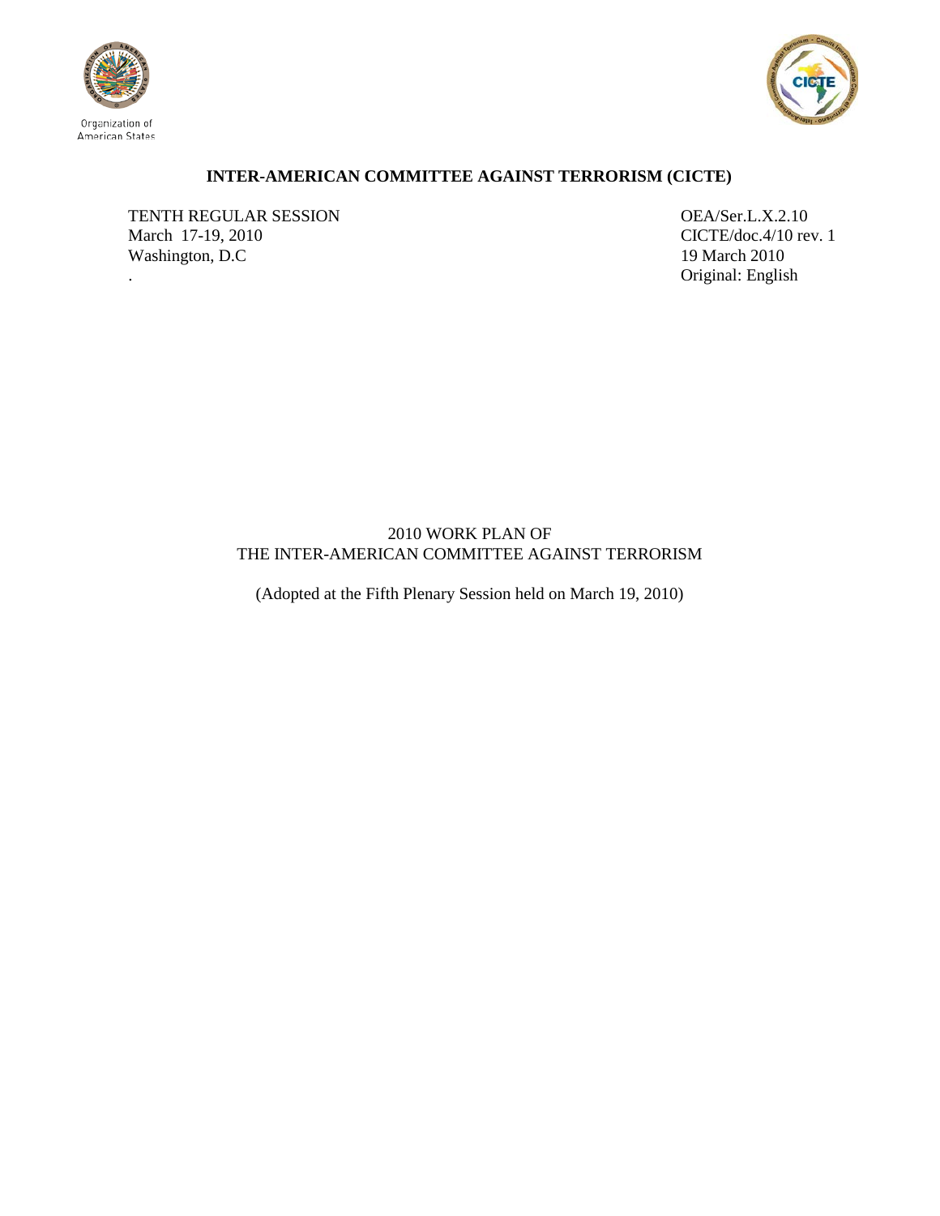Organization of American States

**INTER-AMERICAN COMMITTEE AGAINST TERRORISM (CICTE)**

TENTH REGULAR SESSION
March 17-19, 2010
Washington, D.C
.

OEA/Ser.L.X.2.10
CICTE/doc.4/10 rev. 1
19 March 2010
Original: English

2010 WORK PLAN OF
THE INTER-AMERICAN COMMITTEE AGAINST TERRORISM

(Adopted at the Fifth Plenary Session held on March 19, 2010)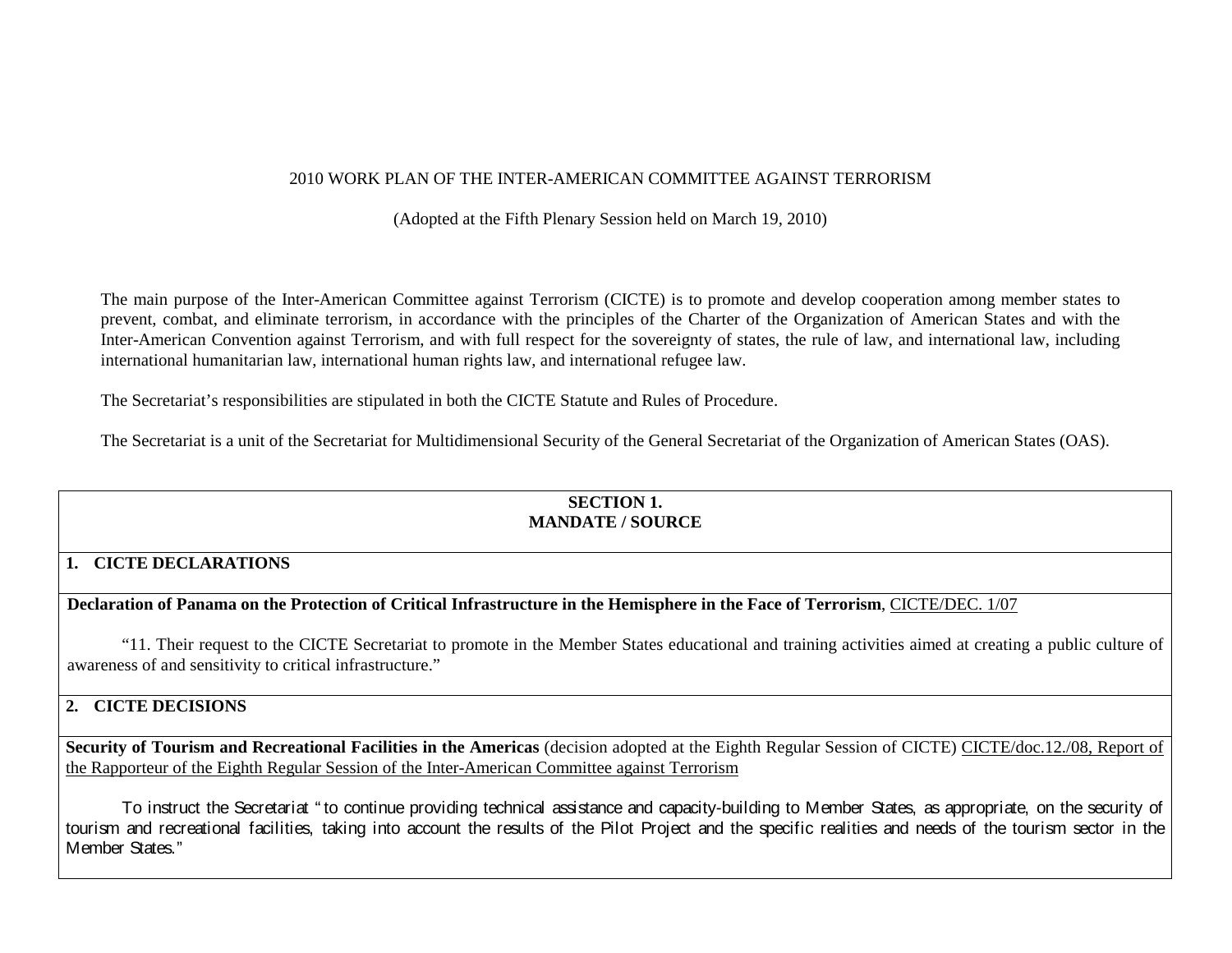2010 WORK PLAN OF THE INTER-AMERICAN COMMITTEE AGAINST TERRORISM

(Adopted at the Fifth Plenary Session held on March 19, 2010)

The main purpose of the Inter-American Committee against Terrorism (CICTE) is to promote and develop cooperation among member states to prevent, combat, and eliminate terrorism, in accordance with the principles of the Charter of the Organization of American States and with the Inter-American Convention against Terrorism, and with full respect for the sovereignty of states, the rule of law, and international law, including international humanitarian law, international human rights law, and international refugee law.

The Secretariat's responsibilities are stipulated in both the CICTE Statute and Rules of Procedure.

The Secretariat is a unit of the Secretariat for Multidimensional Security of the General Secretariat of the Organization of American States (OAS).

| **SECTION 1.<br>MANDATE / SOURCE** |
|---|
| **1. CICTE DECLARATIONS** |
| **Declaration of Panama on the Protection of Critical Infrastructure in the Hemisphere in the Face of Terrorism**, CICTE/DEC. 1/07<br><br>"11. Their request to the CICTE Secretariat to promote in the Member States educational and training activities aimed at creating a public culture of awareness of and sensitivity to critical infrastructure." |
| **2. CICTE DECISIONS** |
| **Security of Tourism and Recreational Facilities in the Americas** (decision adopted at the Eighth Regular Session of CICTE) CICTE/doc.12./08, Report of the Rapporteur of the Eighth Regular Session of the Inter-American Committee against Terrorism<br><br>To instruct the Secretariat "to continue providing technical assistance and capacity-building to Member States, as appropriate, on the security of tourism and recreational facilities, taking into account the results of the Pilot Project and the specific realities and needs of the tourism sector in the Member States." |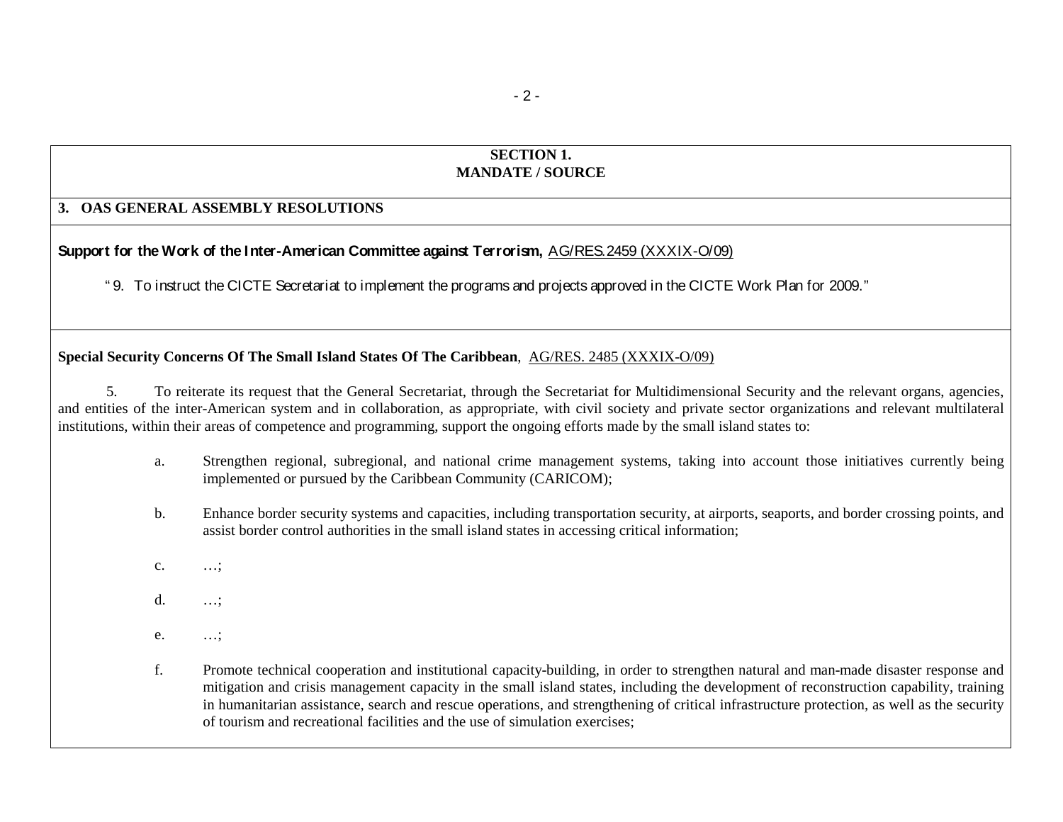## SECTION 1.
## MANDATE / SOURCE

### 3. OAS GENERAL ASSEMBLY RESOLUTIONS

**Support for the Work of the Inter-American Committee against Terrorism,** AG/RES.2459 (XXXIX-O/09)

"9. To instruct the CICTE Secretariat to implement the programs and projects approved in the CICTE Work Plan for 2009."

**Special Security Concerns Of The Small Island States Of The Caribbean**, AG/RES. 2485 (XXXIX-O/09)

5. To reiterate its request that the General Secretariat, through the Secretariat for Multidimensional Security and the relevant organs, agencies, and entities of the inter-American system and in collaboration, as appropriate, with civil society and private sector organizations and relevant multilateral institutions, within their areas of competence and programming, support the ongoing efforts made by the small island states to:

a. Strengthen regional, subregional, and national crime management systems, taking into account those initiatives currently being implemented or pursued by the Caribbean Community (CARICOM);

b. Enhance border security systems and capacities, including transportation security, at airports, seaports, and border crossing points, and assist border control authorities in the small island states in accessing critical information;

c. …;

d. …;

e. …;

f. Promote technical cooperation and institutional capacity-building, in order to strengthen natural and man-made disaster response and mitigation and crisis management capacity in the small island states, including the development of reconstruction capability, training in humanitarian assistance, search and rescue operations, and strengthening of critical infrastructure protection, as well as the security of tourism and recreational facilities and the use of simulation exercises;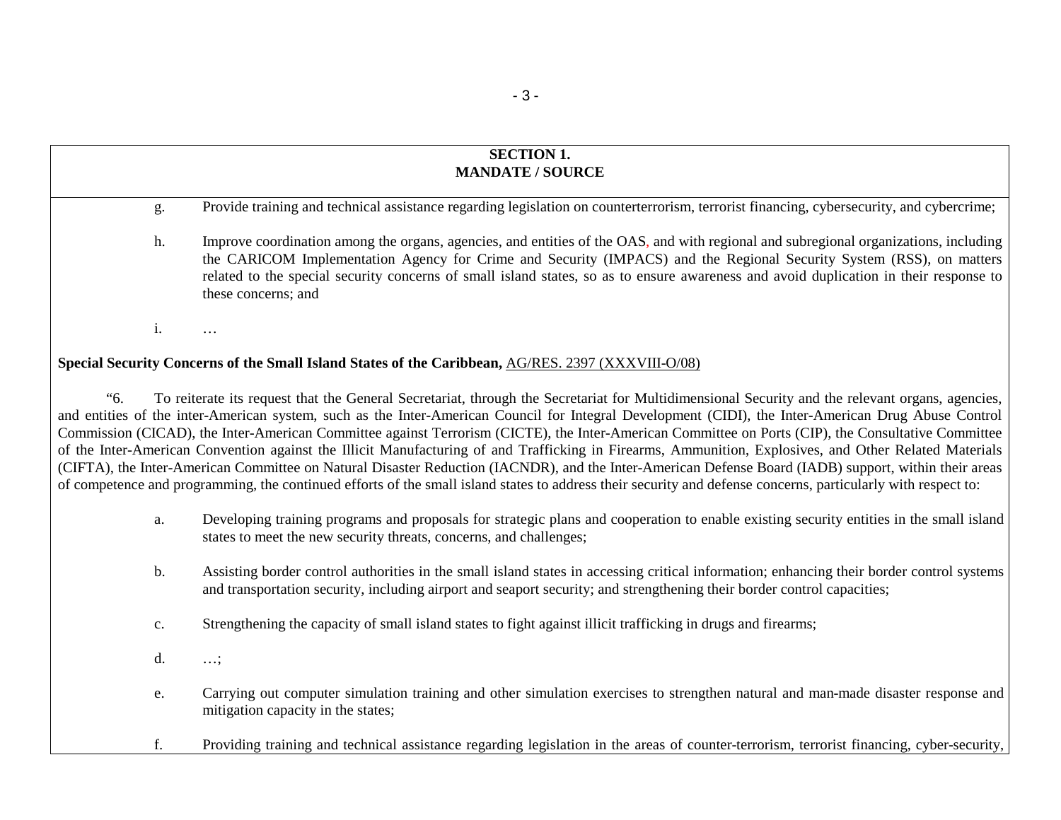**SECTION 1.**
**MANDATE / SOURCE**

g. Provide training and technical assistance regarding legislation on counterterrorism, terrorist financing, cybersecurity, and cybercrime;

h. Improve coordination among the organs, agencies, and entities of the OAS, and with regional and subregional organizations, including the CARICOM Implementation Agency for Crime and Security (IMPACS) and the Regional Security System (RSS), on matters related to the special security concerns of small island states, so as to ensure awareness and avoid duplication in their response to these concerns; and

i. …

**Special Security Concerns of the Small Island States of the Caribbean,** AG/RES. 2397 (XXXVIII-O/08)

"6. To reiterate its request that the General Secretariat, through the Secretariat for Multidimensional Security and the relevant organs, agencies, and entities of the inter-American system, such as the Inter-American Council for Integral Development (CIDI), the Inter-American Drug Abuse Control Commission (CICAD), the Inter-American Committee against Terrorism (CICTE), the Inter-American Committee on Ports (CIP), the Consultative Committee of the Inter-American Convention against the Illicit Manufacturing of and Trafficking in Firearms, Ammunition, Explosives, and Other Related Materials (CIFTA), the Inter-American Committee on Natural Disaster Reduction (IACNDR), and the Inter-American Defense Board (IADB) support, within their areas of competence and programming, the continued efforts of the small island states to address their security and defense concerns, particularly with respect to:

a. Developing training programs and proposals for strategic plans and cooperation to enable existing security entities in the small island states to meet the new security threats, concerns, and challenges;

b. Assisting border control authorities in the small island states in accessing critical information; enhancing their border control systems and transportation security, including airport and seaport security; and strengthening their border control capacities;

c. Strengthening the capacity of small island states to fight against illicit trafficking in drugs and firearms;

d. …;

e. Carrying out computer simulation training and other simulation exercises to strengthen natural and man-made disaster response and mitigation capacity in the states;

f. Providing training and technical assistance regarding legislation in the areas of counter-terrorism, terrorist financing, cyber-security,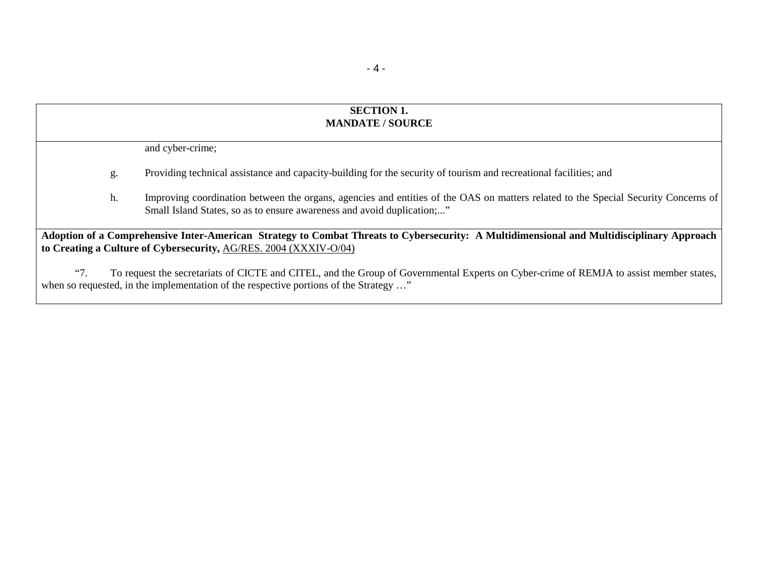| SECTION 1. MANDATE / SOURCE |
|---|
| and cyber-crime;<br><br>g. Providing technical assistance and capacity-building for the security of tourism and recreational facilities; and<br><br>h. Improving coordination between the organs, agencies and entities of the OAS on matters related to the Special Security Concerns of Small Island States, so as to ensure awareness and avoid duplication;..." |
| **Adoption of a Comprehensive Inter-American Strategy to Combat Threats to Cybersecurity: A Multidimensional and Multidisciplinary Approach to Creating a Culture of Cybersecurity,** AG/RES. 2004 (XXXIV-O/04)<br><br>"7. To request the secretariats of CICTE and CITEL, and the Group of Governmental Experts on Cyber-crime of REMJA to assist member states, when so requested, in the implementation of the respective portions of the Strategy …" |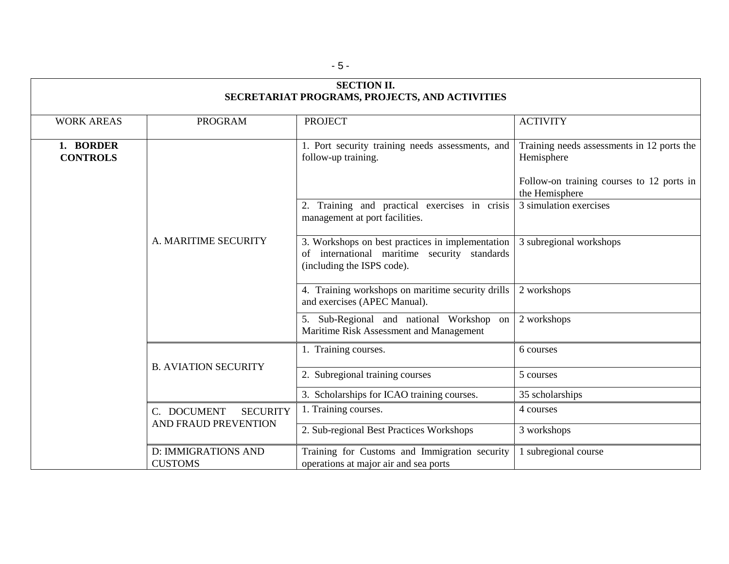| SECTION II. SECRETARIAT PROGRAMS, PROJECTS, AND ACTIVITIES | | | |
|---|---|---|---|
| WORK AREAS | PROGRAM | PROJECT | ACTIVITY |
| **1. BORDER CONTROLS** | A. MARITIME SECURITY | 1. Port security training needs assessments, and follow-up training. | Training needs assessments in 12 ports the Hemisphere<br><br>Follow-on training courses to 12 ports in the Hemisphere |
| | | 2. Training and practical exercises in crisis management at port facilities. | 3 simulation exercises |
| | | 3. Workshops on best practices in implementation of international maritime security standards (including the ISPS code). | 3 subregional workshops |
| | | 4. Training workshops on maritime security drills and exercises (APEC Manual). | 2 workshops |
| | | 5. Sub-Regional and national Workshop on Maritime Risk Assessment and Management | 2 workshops |
| | B. AVIATION SECURITY | 1. Training courses. | 6 courses |
| | | 2. Subregional training courses | 5 courses |
| | | 3. Scholarships for ICAO training courses. | 35 scholarships |
| | C. DOCUMENT SECURITY AND FRAUD PREVENTION | 1. Training courses. | 4 courses |
| | | 2. Sub-regional Best Practices Workshops | 3 workshops |
| | D: IMMIGRATIONS AND CUSTOMS | Training for Customs and Immigration security operations at major air and sea ports | 1 subregional course |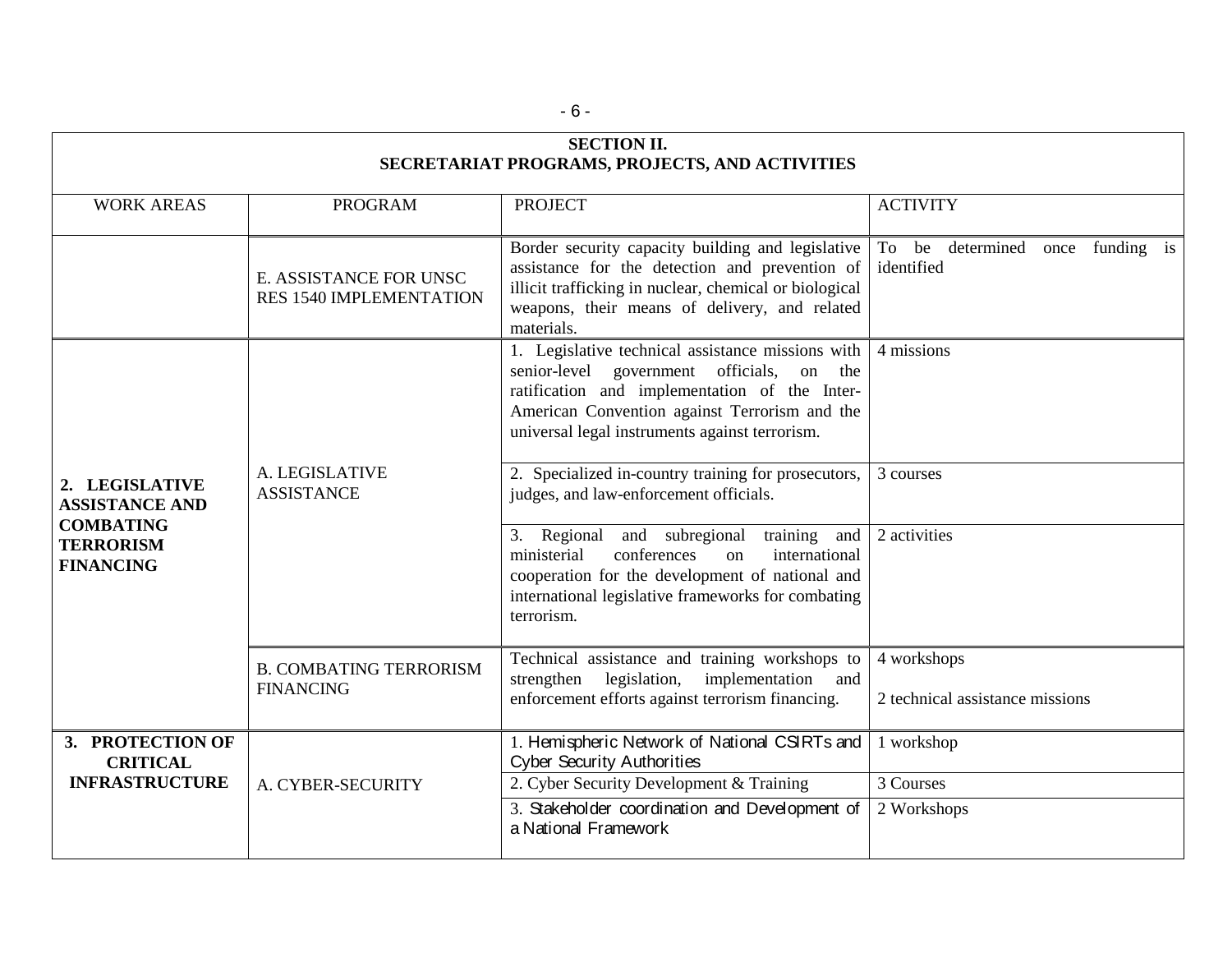| SECTION II. SECRETARIAT PROGRAMS, PROJECTS, AND ACTIVITIES | | | |
|---|---|---|---|
| WORK AREAS | PROGRAM | PROJECT | ACTIVITY |
| | E. ASSISTANCE FOR UNSC RES 1540 IMPLEMENTATION | Border security capacity building and legislative assistance for the detection and prevention of illicit trafficking in nuclear, chemical or biological weapons, their means of delivery, and related materials. | To be determined once funding is identified |
| **2. LEGISLATIVE ASSISTANCE AND COMBATING TERRORISM FINANCING** | A. LEGISLATIVE ASSISTANCE | 1. Legislative technical assistance missions with senior-level government officials, on the ratification and implementation of the Inter-American Convention against Terrorism and the universal legal instruments against terrorism. | 4 missions |
| | | 2. Specialized in-country training for prosecutors, judges, and law-enforcement officials. | 3 courses |
| | | 3. Regional and subregional training and ministerial conferences on international cooperation for the development of national and international legislative frameworks for combating terrorism. | 2 activities |
| | B. COMBATING TERRORISM FINANCING | Technical assistance and training workshops to strengthen legislation, implementation and enforcement efforts against terrorism financing. | 4 workshops<br><br>2 technical assistance missions |
| **3. PROTECTION OF CRITICAL INFRASTRUCTURE** | A. CYBER-SECURITY | 1. Hemispheric Network of National CSIRTs and Cyber Security Authorities | 1 workshop |
| | | 2. Cyber Security Development & Training | 3 Courses |
| | | 3. Stakeholder coordination and Development of a National Framework | 2 Workshops |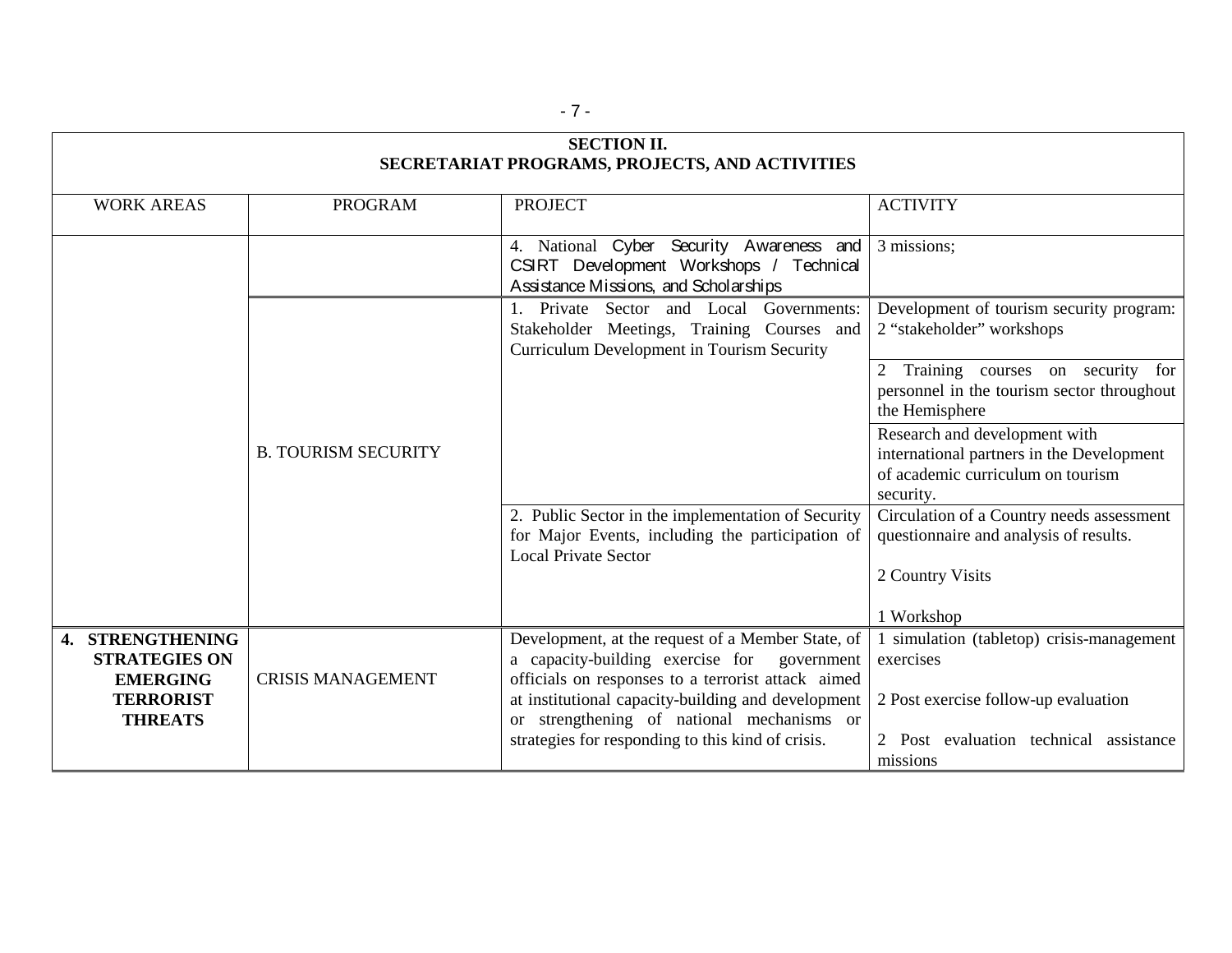| SECTION II. SECRETARIAT PROGRAMS, PROJECTS, AND ACTIVITIES | | | |
|---|---|---|---|
| WORK AREAS | PROGRAM | PROJECT | ACTIVITY |
| | | 4. National Cyber Security Awareness and CSIRT Development Workshops / Technical Assistance Missions, and Scholarships | 3 missions; |
| | B. TOURISM SECURITY | 1. Private Sector and Local Governments: Stakeholder Meetings, Training Courses and Curriculum Development in Tourism Security | Development of tourism security program: 2 "stakeholder" workshops |
| | | | 2 Training courses on security for personnel in the tourism sector throughout the Hemisphere |
| | | | Research and development with international partners in the Development of academic curriculum on tourism security. |
| | | 2. Public Sector in the implementation of Security for Major Events, including the participation of Local Private Sector | Circulation of a Country needs assessment questionnaire and analysis of results.<br><br>2 Country Visits<br><br>1 Workshop |
| **4. STRENGTHENING STRATEGIES ON EMERGING TERRORIST THREATS** | CRISIS MANAGEMENT | Development, at the request of a Member State, of a capacity-building exercise for government officials on responses to a terrorist attack aimed at institutional capacity-building and development or strengthening of national mechanisms or strategies for responding to this kind of crisis. | 1 simulation (tabletop) crisis-management exercises<br><br>2 Post exercise follow-up evaluation<br><br>2 Post evaluation technical assistance missions |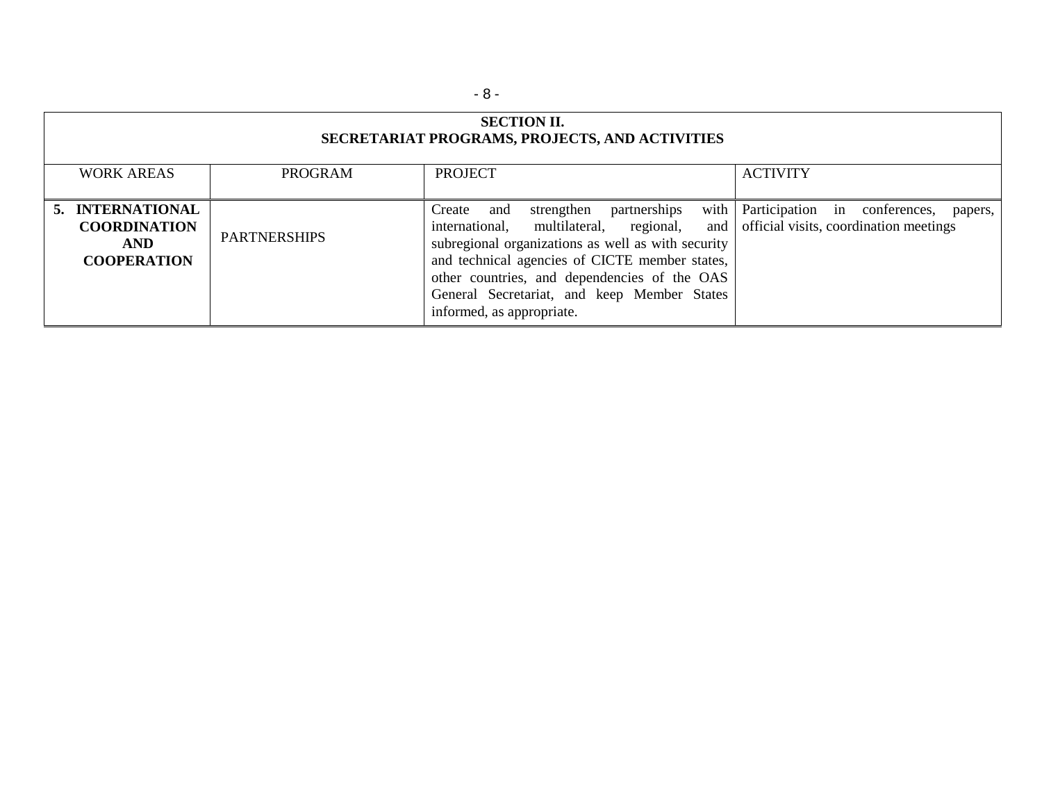| SECTION II. SECRETARIAT PROGRAMS, PROJECTS, AND ACTIVITIES | | | |
|---|---|---|---|
| WORK AREAS | PROGRAM | PROJECT | ACTIVITY |
| **5. INTERNATIONAL COORDINATION AND COOPERATION** | PARTNERSHIPS | Create and strengthen partnerships with international, multilateral, regional, and subregional organizations as well as with security and technical agencies of CICTE member states, other countries, and dependencies of the OAS General Secretariat, and keep Member States informed, as appropriate. | Participation in conferences, papers, official visits, coordination meetings |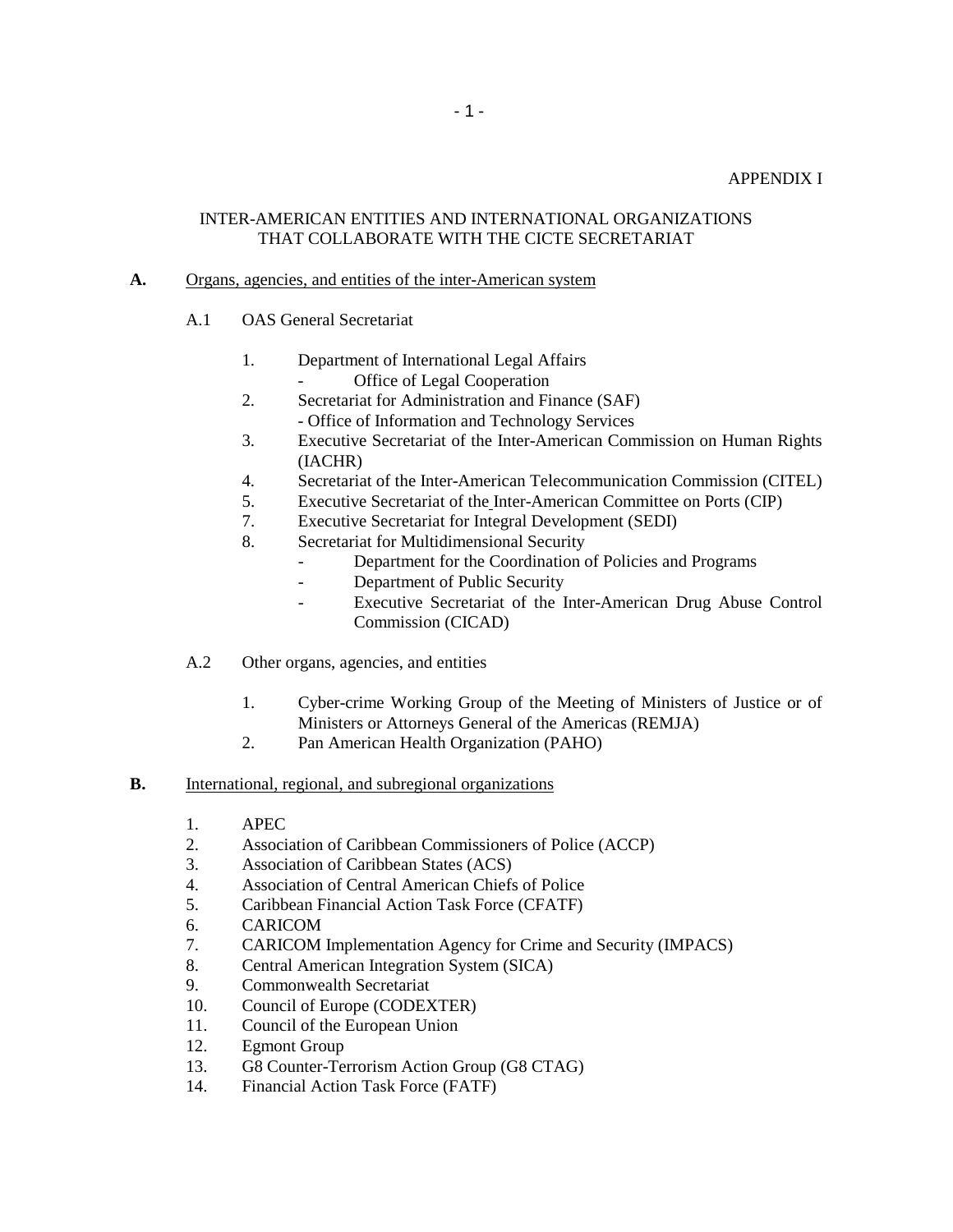APPENDIX I

INTER-AMERICAN ENTITIES AND INTERNATIONAL ORGANIZATIONS THAT COLLABORATE WITH THE CICTE SECRETARIAT

**A.** Organs, agencies, and entities of the inter-American system

A.1 OAS General Secretariat

1. Department of International Legal Affairs
   - Office of Legal Cooperation
2. Secretariat for Administration and Finance (SAF)
   - Office of Information and Technology Services
3. Executive Secretariat of the Inter-American Commission on Human Rights (IACHR)
4. Secretariat of the Inter-American Telecommunication Commission (CITEL)
5. Executive Secretariat of the Inter-American Committee on Ports (CIP)
7. Executive Secretariat for Integral Development (SEDI)
8. Secretariat for Multidimensional Security
   - Department for the Coordination of Policies and Programs
   - Department of Public Security
   - Executive Secretariat of the Inter-American Drug Abuse Control Commission (CICAD)

A.2 Other organs, agencies, and entities

1. Cyber-crime Working Group of the Meeting of Ministers of Justice or of Ministers or Attorneys General of the Americas (REMJA)
2. Pan American Health Organization (PAHO)

**B.** International, regional, and subregional organizations

1. APEC
2. Association of Caribbean Commissioners of Police (ACCP)
3. Association of Caribbean States (ACS)
4. Association of Central American Chiefs of Police
5. Caribbean Financial Action Task Force (CFATF)
6. CARICOM
7. CARICOM Implementation Agency for Crime and Security (IMPACS)
8. Central American Integration System (SICA)
9. Commonwealth Secretariat
10. Council of Europe (CODEXTER)
11. Council of the European Union
12. Egmont Group
13. G8 Counter-Terrorism Action Group (G8 CTAG)
14. Financial Action Task Force (FATF)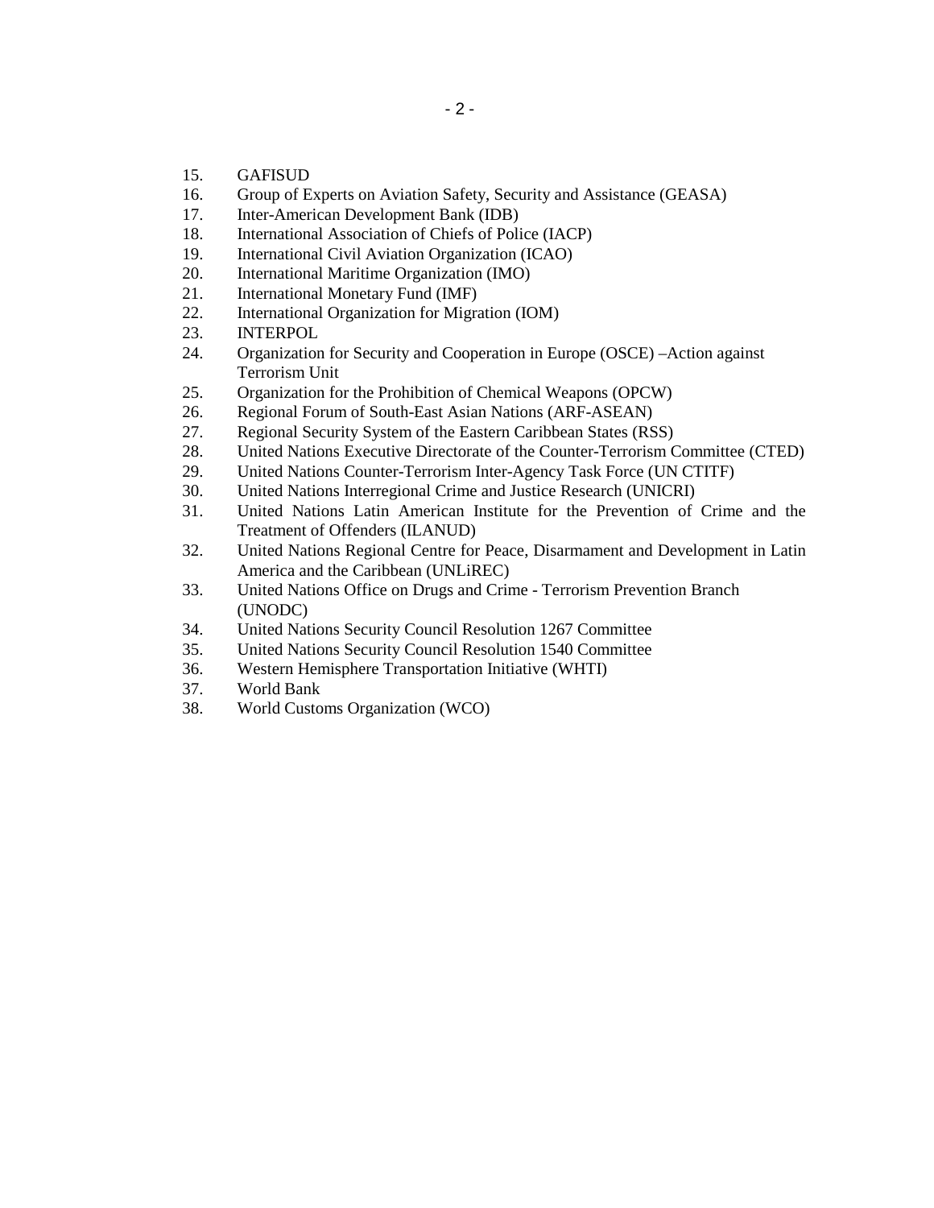15. GAFISUD
16. Group of Experts on Aviation Safety, Security and Assistance (GEASA)
17. Inter-American Development Bank (IDB)
18. International Association of Chiefs of Police (IACP)
19. International Civil Aviation Organization (ICAO)
20. International Maritime Organization (IMO)
21. International Monetary Fund (IMF)
22. International Organization for Migration (IOM)
23. INTERPOL
24. Organization for Security and Cooperation in Europe (OSCE) –Action against Terrorism Unit
25. Organization for the Prohibition of Chemical Weapons (OPCW)
26. Regional Forum of South-East Asian Nations (ARF-ASEAN)
27. Regional Security System of the Eastern Caribbean States (RSS)
28. United Nations Executive Directorate of the Counter-Terrorism Committee (CTED)
29. United Nations Counter-Terrorism Inter-Agency Task Force (UN CTITF)
30. United Nations Interregional Crime and Justice Research (UNICRI)
31. United Nations Latin American Institute for the Prevention of Crime and the Treatment of Offenders (ILANUD)
32. United Nations Regional Centre for Peace, Disarmament and Development in Latin America and the Caribbean (UNLiREC)
33. United Nations Office on Drugs and Crime - Terrorism Prevention Branch (UNODC)
34. United Nations Security Council Resolution 1267 Committee
35. United Nations Security Council Resolution 1540 Committee
36. Western Hemisphere Transportation Initiative (WHTI)
37. World Bank
38. World Customs Organization (WCO)